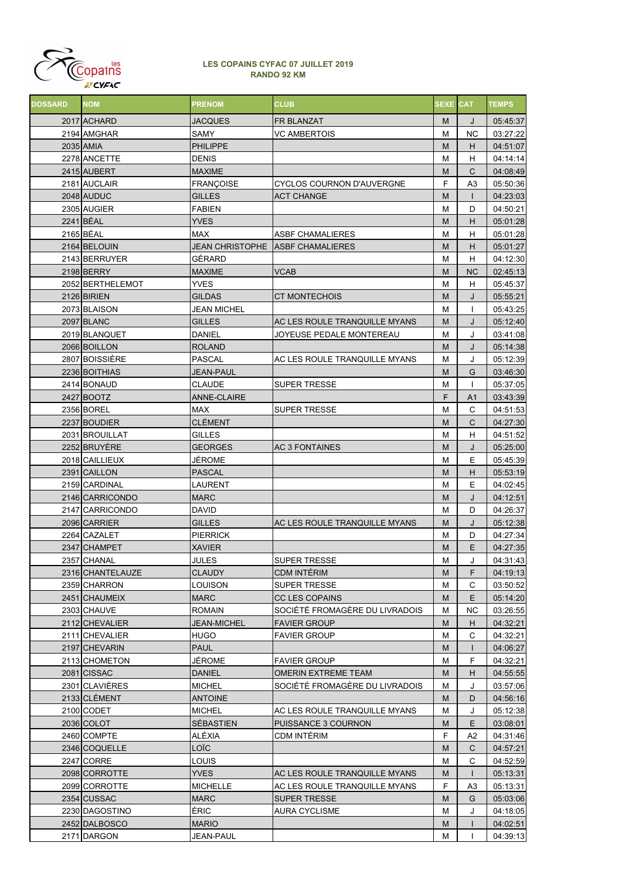**LES COPAINS CYFAC 07 JUILLET 2019**
**RANDO 92 KM**

| DOSSARD | NOM | PRENOM | CLUB | SEXE | CAT | TEMPS |
|---|---|---|---|---|---|---|
| 2017 | ACHARD | JACQUES | FR BLANZAT | M | J | 05:45:37 |
| 2194 | AMGHAR | SAMY | VC AMBERTOIS | M | NC | 03:27:22 |
| 2035 | AMIA | PHILIPPE | | M | H | 04:51:07 |
| 2278 | ANCETTE | DENIS | | M | H | 04:14:14 |
| 2415 | AUBERT | MAXIME | | M | C | 04:08:49 |
| 2181 | AUCLAIR | FRANÇOISE | CYCLOS COURNON D'AUVERGNE | F | A3 | 05:50:36 |
| 2048 | AUDUC | GILLES | ACT CHANGE | M | I | 04:23:03 |
| 2305 | AUGIER | FABIEN | | M | D | 04:50:21 |
| 2241 | BÉAL | YVES | | M | H | 05:01:28 |
| 2165 | BÉAL | MAX | ASBF CHAMALIERES | M | H | 05:01:28 |
| 2164 | BELOUIN | JEAN CHRISTOPHE | ASBF CHAMALIERES | M | H | 05:01:27 |
| 2143 | BERRUYER | GÉRARD | | M | H | 04:12:30 |
| 2198 | BERRY | MAXIME | VCAB | M | NC | 02:45:13 |
| 2052 | BERTHELEMOT | YVES | | M | H | 05:45:37 |
| 2126 | BIRIEN | GILDAS | CT MONTECHOIS | M | J | 05:55:21 |
| 2073 | BLAISON | JEAN MICHEL | | M | I | 05:43:25 |
| 2097 | BLANC | GILLES | AC LES ROULE TRANQUILLE MYANS | M | J | 05:12:40 |
| 2019 | BLANQUET | DANIEL | JOYEUSE PEDALE MONTEREAU | M | J | 03:41:08 |
| 2066 | BOILLON | ROLAND | | M | J | 05:14:38 |
| 2807 | BOISSIÈRE | PASCAL | AC LES ROULE TRANQUILLE MYANS | M | J | 05:12:39 |
| 2236 | BOITHIAS | JEAN-PAUL | | M | G | 03:46:30 |
| 2414 | BONAUD | CLAUDE | SUPER TRESSE | M | I | 05:37:05 |
| 2427 | BOOTZ | ANNE-CLAIRE | | F | A1 | 03:43:39 |
| 2356 | BOREL | MAX | SUPER TRESSE | M | C | 04:51:53 |
| 2237 | BOUDIER | CLÉMENT | | M | C | 04:27:30 |
| 2031 | BROUILLAT | GILLES | | M | H | 04:51:52 |
| 2252 | BRUYÈRE | GEORGES | AC 3 FONTAINES | M | J | 05:25:00 |
| 2018 | CAILLIEUX | JÉROME | | M | E | 05:45:39 |
| 2391 | CAILLON | PASCAL | | M | H | 05:53:19 |
| 2159 | CARDINAL | LAURENT | | M | E | 04:02:45 |
| 2146 | CARRICONDO | MARC | | M | J | 04:12:51 |
| 2147 | CARRICONDO | DAVID | | M | D | 04:26:37 |
| 2096 | CARRIER | GILLES | AC LES ROULE TRANQUILLE MYANS | M | J | 05:12:38 |
| 2264 | CAZALET | PIERRICK | | M | D | 04:27:34 |
| 2347 | CHAMPET | XAVIER | | M | E | 04:27:35 |
| 2357 | CHANAL | JULES | SUPER TRESSE | M | J | 04:31:43 |
| 2316 | CHANTELAUZE | CLAUDY | CDM INTÉRIM | M | F | 04:19:13 |
| 2359 | CHARRON | LOUISON | SUPER TRESSE | M | C | 03:50:52 |
| 2451 | CHAUMEIX | MARC | CC LES COPAINS | M | E | 05:14:20 |
| 2303 | CHAUVE | ROMAIN | SOCIÉTÉ FROMAGÈRE DU LIVRADOIS | M | NC | 03:26:55 |
| 2112 | CHEVALIER | JEAN-MICHEL | FAVIER GROUP | M | H | 04:32:21 |
| 2111 | CHEVALIER | HUGO | FAVIER GROUP | M | C | 04:32:21 |
| 2197 | CHEVARIN | PAUL | | M | I | 04:06:27 |
| 2113 | CHOMETON | JÉROME | FAVIER GROUP | M | F | 04:32:21 |
| 2081 | CISSAC | DANIEL | OMERIN EXTREME TEAM | M | H | 04:55:55 |
| 2301 | CLAVIÈRES | MICHEL | SOCIÉTÉ FROMAGÈRE DU LIVRADOIS | M | J | 03:57:06 |
| 2133 | CLÉMENT | ANTOINE | | M | D | 04:56:16 |
| 2100 | CODET | MICHEL | AC LES ROULE TRANQUILLE MYANS | M | J | 05:12:38 |
| 2036 | COLOT | SÉBASTIEN | PUISSANCE 3 COURNON | M | E | 03:08:01 |
| 2460 | COMPTE | ALÉXIA | CDM INTÉRIM | F | A2 | 04:31:46 |
| 2346 | COQUELLE | LOÏC | | M | C | 04:57:21 |
| 2247 | CORRE | LOUIS | | M | C | 04:52:59 |
| 2098 | CORROTTE | YVES | AC LES ROULE TRANQUILLE MYANS | M | I | 05:13:31 |
| 2099 | CORROTTE | MICHELLE | AC LES ROULE TRANQUILLE MYANS | F | A3 | 05:13:31 |
| 2354 | CUSSAC | MARC | SUPER TRESSE | M | G | 05:03:06 |
| 2230 | DAGOSTINO | ÉRIC | AURA CYCLISME | M | J | 04:18:05 |
| 2452 | DALBOSCO | MARIO | | M | I | 04:02:51 |
| 2171 | DARGON | JEAN-PAUL | | M | I | 04:39:13 |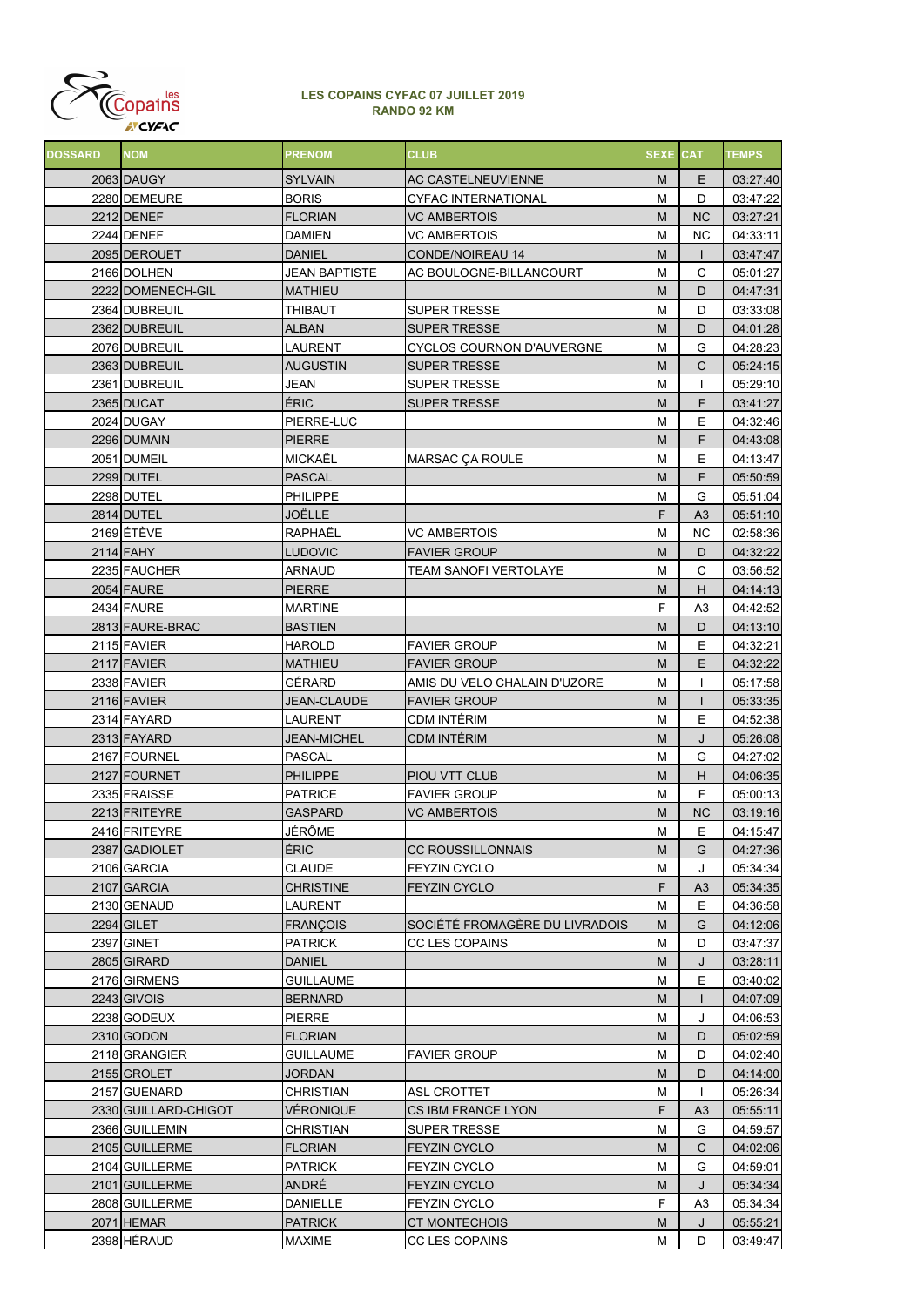**LES COPAINS CYFAC 07 JUILLET 2019**
**RANDO 92 KM**

| DOSSARD | NOM | PRENOM | CLUB | SEXE | CAT | TEMPS |
|---|---|---|---|---|---|---|
| 2063 | DAUGY | SYLVAIN | AC CASTELNEUVIENNE | M | E | 03:27:40 |
| 2280 | DEMEURE | BORIS | CYFAC INTERNATIONAL | M | D | 03:47:22 |
| 2212 | DENEF | FLORIAN | VC AMBERTOIS | M | NC | 03:27:21 |
| 2244 | DENEF | DAMIEN | VC AMBERTOIS | M | NC | 04:33:11 |
| 2095 | DEROUET | DANIEL | CONDE/NOIREAU 14 | M | I | 03:47:47 |
| 2166 | DOLHEN | JEAN BAPTISTE | AC BOULOGNE-BILLANCOURT | M | C | 05:01:27 |
| 2222 | DOMENECH-GIL | MATHIEU | | M | D | 04:47:31 |
| 2364 | DUBREUIL | THIBAUT | SUPER TRESSE | M | D | 03:33:08 |
| 2362 | DUBREUIL | ALBAN | SUPER TRESSE | M | D | 04:01:28 |
| 2076 | DUBREUIL | LAURENT | CYCLOS COURNON D'AUVERGNE | M | G | 04:28:23 |
| 2363 | DUBREUIL | AUGUSTIN | SUPER TRESSE | M | C | 05:24:15 |
| 2361 | DUBREUIL | JEAN | SUPER TRESSE | M | I | 05:29:10 |
| 2365 | DUCAT | ÉRIC | SUPER TRESSE | M | F | 03:41:27 |
| 2024 | DUGAY | PIERRE-LUC | | M | E | 04:32:46 |
| 2296 | DUMAIN | PIERRE | | M | F | 04:43:08 |
| 2051 | DUMEIL | MICKAËL | MARSAC ÇA ROULE | M | E | 04:13:47 |
| 2299 | DUTEL | PASCAL | | M | F | 05:50:59 |
| 2298 | DUTEL | PHILIPPE | | M | G | 05:51:04 |
| 2814 | DUTEL | JOËLLE | | F | A3 | 05:51:10 |
| 2169 | ÉTÈVE | RAPHAËL | VC AMBERTOIS | M | NC | 02:58:36 |
| 2114 | FAHY | LUDOVIC | FAVIER GROUP | M | D | 04:32:22 |
| 2235 | FAUCHER | ARNAUD | TEAM SANOFI VERTOLAYE | M | C | 03:56:52 |
| 2054 | FAURE | PIERRE | | M | H | 04:14:13 |
| 2434 | FAURE | MARTINE | | F | A3 | 04:42:52 |
| 2813 | FAURE-BRAC | BASTIEN | | M | D | 04:13:10 |
| 2115 | FAVIER | HAROLD | FAVIER GROUP | M | E | 04:32:21 |
| 2117 | FAVIER | MATHIEU | FAVIER GROUP | M | E | 04:32:22 |
| 2338 | FAVIER | GÉRARD | AMIS DU VELO CHALAIN D'UZORE | M | I | 05:17:58 |
| 2116 | FAVIER | JEAN-CLAUDE | FAVIER GROUP | M | I | 05:33:35 |
| 2314 | FAYARD | LAURENT | CDM INTÉRIM | M | E | 04:52:38 |
| 2313 | FAYARD | JEAN-MICHEL | CDM INTÉRIM | M | J | 05:26:08 |
| 2167 | FOURNEL | PASCAL | | M | G | 04:27:02 |
| 2127 | FOURNET | PHILIPPE | PIOU VTT CLUB | M | H | 04:06:35 |
| 2335 | FRAISSE | PATRICE | FAVIER GROUP | M | F | 05:00:13 |
| 2213 | FRITEYRE | GASPARD | VC AMBERTOIS | M | NC | 03:19:16 |
| 2416 | FRITEYRE | JÉRÔME | | M | E | 04:15:47 |
| 2387 | GADIOLET | ÉRIC | CC ROUSSILLONNAIS | M | G | 04:27:36 |
| 2106 | GARCIA | CLAUDE | FEYZIN CYCLO | M | J | 05:34:34 |
| 2107 | GARCIA | CHRISTINE | FEYZIN CYCLO | F | A3 | 05:34:35 |
| 2130 | GENAUD | LAURENT | | M | E | 04:36:58 |
| 2294 | GILET | FRANÇOIS | SOCIÉTÉ FROMAGÈRE DU LIVRADOIS | M | G | 04:12:06 |
| 2397 | GINET | PATRICK | CC LES COPAINS | M | D | 03:47:37 |
| 2805 | GIRARD | DANIEL | | M | J | 03:28:11 |
| 2176 | GIRMENS | GUILLAUME | | M | E | 03:40:02 |
| 2243 | GIVOIS | BERNARD | | M | I | 04:07:09 |
| 2238 | GODEUX | PIERRE | | M | J | 04:06:53 |
| 2310 | GODON | FLORIAN | | M | D | 05:02:59 |
| 2118 | GRANGIER | GUILLAUME | FAVIER GROUP | M | D | 04:02:40 |
| 2155 | GROLET | JORDAN | | M | D | 04:14:00 |
| 2157 | GUENARD | CHRISTIAN | ASL CROTTET | M | I | 05:26:34 |
| 2330 | GUILLARD-CHIGOT | VÉRONIQUE | CS IBM FRANCE LYON | F | A3 | 05:55:11 |
| 2366 | GUILLEMIN | CHRISTIAN | SUPER TRESSE | M | G | 04:59:57 |
| 2105 | GUILLERME | FLORIAN | FEYZIN CYCLO | M | C | 04:02:06 |
| 2104 | GUILLERME | PATRICK | FEYZIN CYCLO | M | G | 04:59:01 |
| 2101 | GUILLERME | ANDRÉ | FEYZIN CYCLO | M | J | 05:34:34 |
| 2808 | GUILLERME | DANIELLE | FEYZIN CYCLO | F | A3 | 05:34:34 |
| 2071 | HEMAR | PATRICK | CT MONTECHOIS | M | J | 05:55:21 |
| 2398 | HÉRAUD | MAXIME | CC LES COPAINS | M | D | 03:49:47 |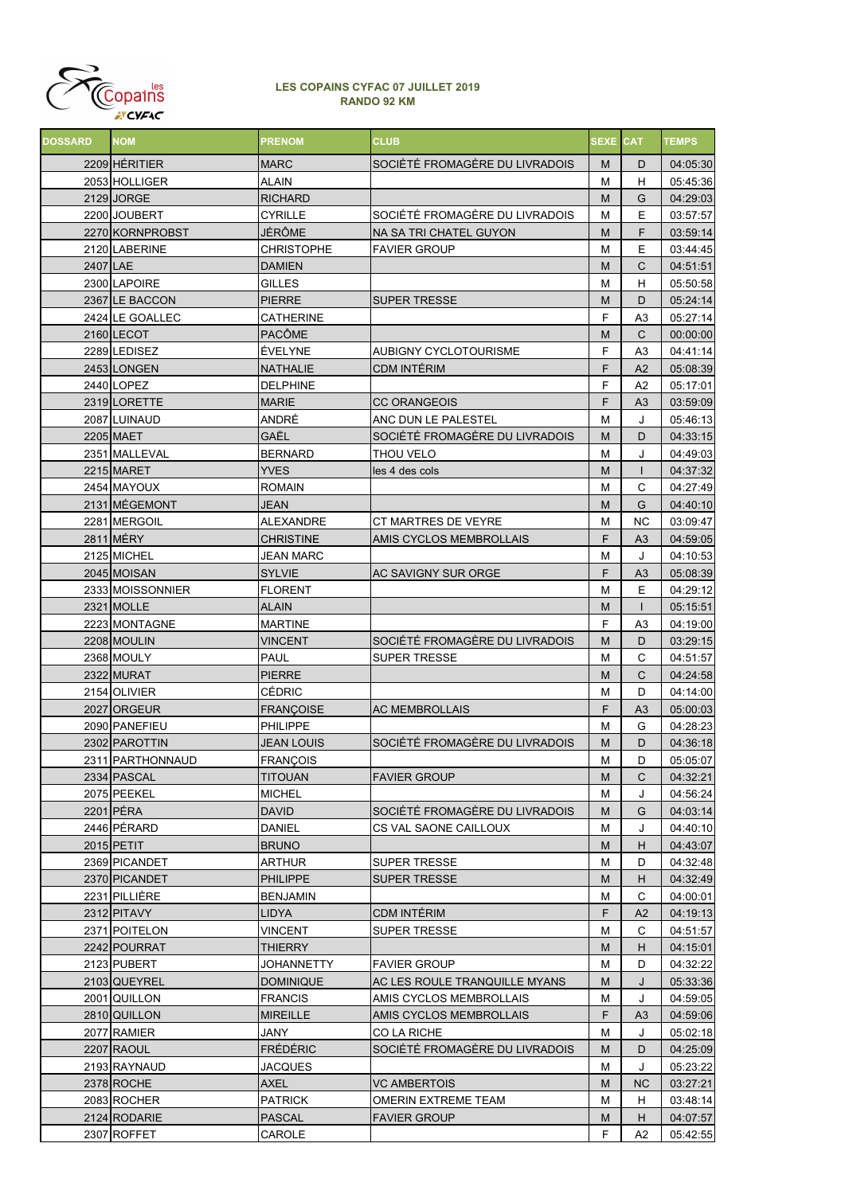**LES COPAINS CYFAC 07 JUILLET 2019**
**RANDO 92 KM**

| DOSSARD | NOM | PRENOM | CLUB | SEXE | CAT | TEMPS |
|---|---|---|---|---|---|---|
| 2209 | HÉRITIER | MARC | SOCIÉTÉ FROMAGÈRE DU LIVRADOIS | M | D | 04:05:30 |
| 2053 | HOLLIGER | ALAIN | | M | H | 05:45:36 |
| 2129 | JORGE | RICHARD | | M | G | 04:29:03 |
| 2200 | JOUBERT | CYRILLE | SOCIÉTÉ FROMAGÈRE DU LIVRADOIS | M | E | 03:57:57 |
| 2270 | KORNPROBST | JÉRÔME | NA SA TRI CHATEL GUYON | M | F | 03:59:14 |
| 2120 | LABERINE | CHRISTOPHE | FAVIER GROUP | M | E | 03:44:45 |
| 2407 | LAE | DAMIEN | | M | C | 04:51:51 |
| 2300 | LAPOIRE | GILLES | | M | H | 05:50:58 |
| 2367 | LE BACCON | PIERRE | SUPER TRESSE | M | D | 05:24:14 |
| 2424 | LE GOALLEC | CATHERINE | | F | A3 | 05:27:14 |
| 2160 | LECOT | PACÔME | | M | C | 00:00:00 |
| 2289 | LEDISEZ | ÉVELYNE | AUBIGNY CYCLOTOURISME | F | A3 | 04:41:14 |
| 2453 | LONGEN | NATHALIE | CDM INTÉRIM | F | A2 | 05:08:39 |
| 2440 | LOPEZ | DELPHINE | | F | A2 | 05:17:01 |
| 2319 | LORETTE | MARIE | CC ORANGEOIS | F | A3 | 03:59:09 |
| 2087 | LUINAUD | ANDRÉ | ANC DUN LE PALESTEL | M | J | 05:46:13 |
| 2205 | MAET | GAËL | SOCIÉTÉ FROMAGÈRE DU LIVRADOIS | M | D | 04:33:15 |
| 2351 | MALLEVAL | BERNARD | THOU VELO | M | J | 04:49:03 |
| 2215 | MARET | YVES | les 4 des cols | M | I | 04:37:32 |
| 2454 | MAYOUX | ROMAIN | | M | C | 04:27:49 |
| 2131 | MÉGEMONT | JEAN | | M | G | 04:40:10 |
| 2281 | MERGOIL | ALEXANDRE | CT MARTRES DE VEYRE | M | NC | 03:09:47 |
| 2811 | MÉRY | CHRISTINE | AMIS CYCLOS MEMBROLLAIS | F | A3 | 04:59:05 |
| 2125 | MICHEL | JEAN MARC | | M | J | 04:10:53 |
| 2045 | MOISAN | SYLVIE | AC SAVIGNY SUR ORGE | F | A3 | 05:08:39 |
| 2333 | MOISSONNIER | FLORENT | | M | E | 04:29:12 |
| 2321 | MOLLE | ALAIN | | M | I | 05:15:51 |
| 2223 | MONTAGNE | MARTINE | | F | A3 | 04:19:00 |
| 2208 | MOULIN | VINCENT | SOCIÉTÉ FROMAGÈRE DU LIVRADOIS | M | D | 03:29:15 |
| 2368 | MOULY | PAUL | SUPER TRESSE | M | C | 04:51:57 |
| 2322 | MURAT | PIERRE | | M | C | 04:24:58 |
| 2154 | OLIVIER | CÉDRIC | | M | D | 04:14:00 |
| 2027 | ORGEUR | FRANÇOISE | AC MEMBROLLAIS | F | A3 | 05:00:03 |
| 2090 | PANEFIEU | PHILIPPE | | M | G | 04:28:23 |
| 2302 | PAROTTIN | JEAN LOUIS | SOCIÉTÉ FROMAGÈRE DU LIVRADOIS | M | D | 04:36:18 |
| 2311 | PARTHONNAUD | FRANÇOIS | | M | D | 05:05:07 |
| 2334 | PASCAL | TITOUAN | FAVIER GROUP | M | C | 04:32:21 |
| 2075 | PEEKEL | MICHEL | | M | J | 04:56:24 |
| 2201 | PÉRA | DAVID | SOCIÉTÉ FROMAGÈRE DU LIVRADOIS | M | G | 04:03:14 |
| 2446 | PÉRARD | DANIEL | CS VAL SAONE CAILLOUX | M | J | 04:40:10 |
| 2015 | PETIT | BRUNO | | M | H | 04:43:07 |
| 2369 | PICANDET | ARTHUR | SUPER TRESSE | M | D | 04:32:48 |
| 2370 | PICANDET | PHILIPPE | SUPER TRESSE | M | H | 04:32:49 |
| 2231 | PILLIÈRE | BENJAMIN | | M | C | 04:00:01 |
| 2312 | PITAVY | LIDYA | CDM INTÉRIM | F | A2 | 04:19:13 |
| 2371 | POITELON | VINCENT | SUPER TRESSE | M | C | 04:51:57 |
| 2242 | POURRAT | THIERRY | | M | H | 04:15:01 |
| 2123 | PUBERT | JOHANNETTY | FAVIER GROUP | M | D | 04:32:22 |
| 2103 | QUEYREL | DOMINIQUE | AC LES ROULE TRANQUILLE MYANS | M | J | 05:33:36 |
| 2001 | QUILLON | FRANCIS | AMIS CYCLOS MEMBROLLAIS | M | J | 04:59:05 |
| 2810 | QUILLON | MIREILLE | AMIS CYCLOS MEMBROLLAIS | F | A3 | 04:59:06 |
| 2077 | RAMIER | JANY | CO LA RICHE | M | J | 05:02:18 |
| 2207 | RAOUL | FRÉDÉRIC | SOCIÉTÉ FROMAGÈRE DU LIVRADOIS | M | D | 04:25:09 |
| 2193 | RAYNAUD | JACQUES | | M | J | 05:23:22 |
| 2378 | ROCHE | AXEL | VC AMBERTOIS | M | NC | 03:27:21 |
| 2083 | ROCHER | PATRICK | OMERIN EXTREME TEAM | M | H | 03:48:14 |
| 2124 | RODARIE | PASCAL | FAVIER GROUP | M | H | 04:07:57 |
| 2307 | ROFFET | CAROLE | | F | A2 | 05:42:55 |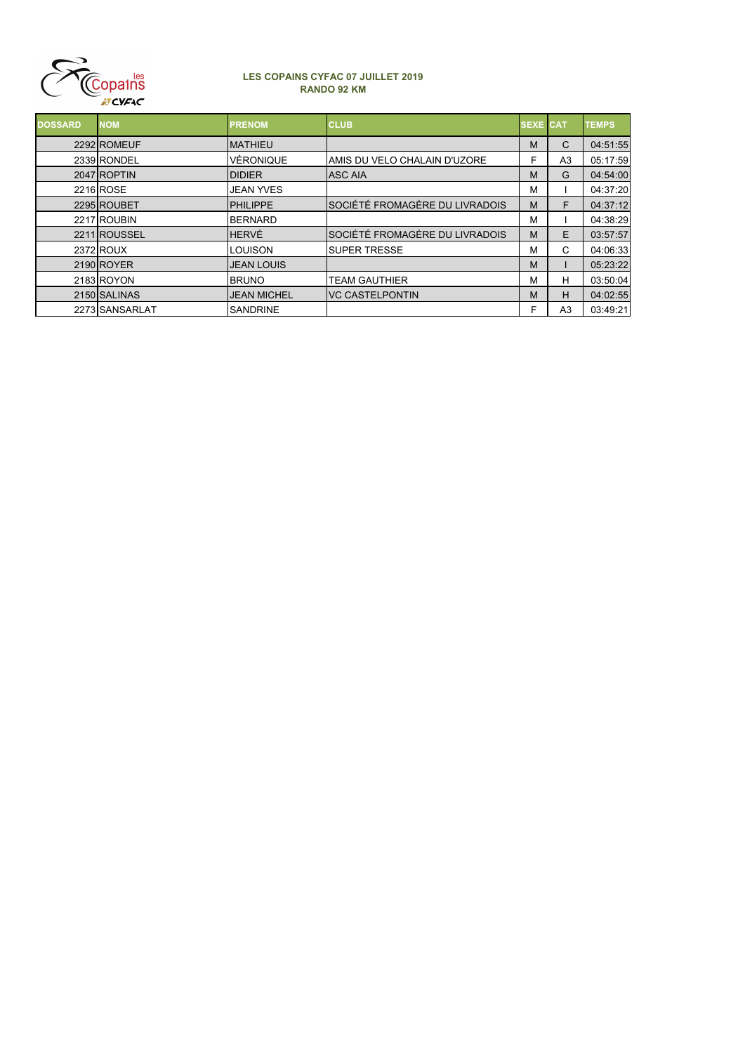**LES COPAINS CYFAC 07 JUILLET 2019**
**RANDO 92 KM**

| DOSSARD | NOM | PRENOM | CLUB | SEXE | CAT | TEMPS |
|---|---|---|---|---|---|---|
| 2292 | ROMEUF | MATHIEU | | M | C | 04:51:55 |
| 2339 | RONDEL | VÉRONIQUE | AMIS DU VELO CHALAIN D'UZORE | F | A3 | 05:17:59 |
| 2047 | ROPTIN | DIDIER | ASC AIA | M | G | 04:54:00 |
| 2216 | ROSE | JEAN YVES | | M | I | 04:37:20 |
| 2295 | ROUBET | PHILIPPE | SOCIÉTÉ FROMAGÈRE DU LIVRADOIS | M | F | 04:37:12 |
| 2217 | ROUBIN | BERNARD | | M | I | 04:38:29 |
| 2211 | ROUSSEL | HERVÉ | SOCIÉTÉ FROMAGÈRE DU LIVRADOIS | M | E | 03:57:57 |
| 2372 | ROUX | LOUISON | SUPER TRESSE | M | C | 04:06:33 |
| 2190 | ROYER | JEAN LOUIS | | M | I | 05:23:22 |
| 2183 | ROYON | BRUNO | TEAM GAUTHIER | M | H | 03:50:04 |
| 2150 | SALINAS | JEAN MICHEL | VC CASTELPONTIN | M | H | 04:02:55 |
| 2273 | SANSARLAT | SANDRINE | | F | A3 | 03:49:21 |